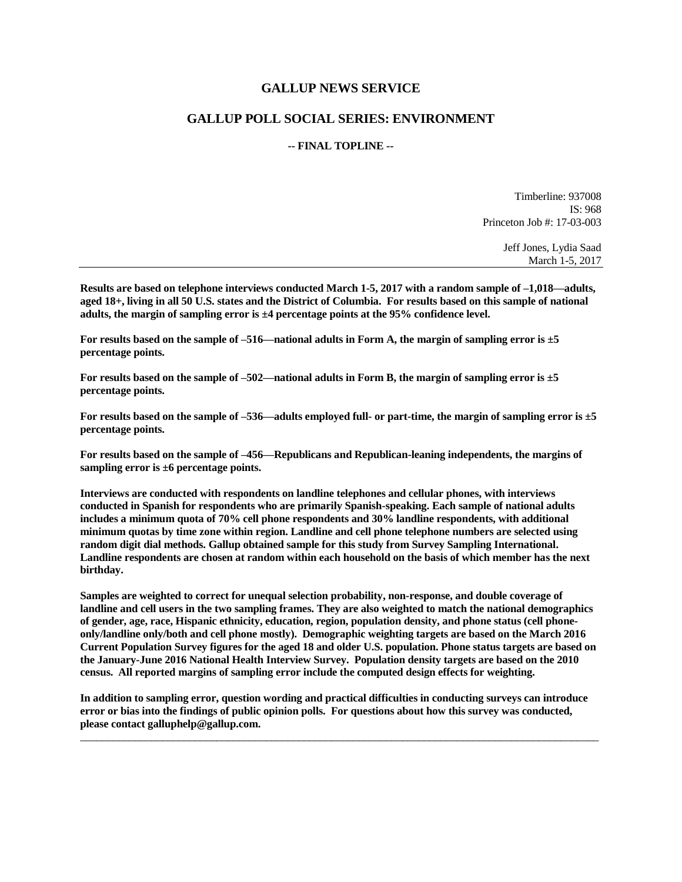# GALLUP NEWS SERVICE

## GALLUP POLL SOCIAL SERIES: ENVIRONMENT

**-- FINAL TOPLINE --**

Timberline: 937008
IS: 968
Princeton Job #: 17-03-003

Jeff Jones, Lydia Saad
March 1-5, 2017

---

**Results are based on telephone interviews conducted March 1-5, 2017 with a random sample of –1,018—adults, aged 18+, living in all 50 U.S. states and the District of Columbia. For results based on this sample of national adults, the margin of sampling error is ±4 percentage points at the 95% confidence level.**

**For results based on the sample of –516—national adults in Form A, the margin of sampling error is ±5 percentage points.**

**For results based on the sample of –502—national adults in Form B, the margin of sampling error is ±5 percentage points.**

**For results based on the sample of –536—adults employed full- or part-time, the margin of sampling error is ±5 percentage points.**

**For results based on the sample of –456—Republicans and Republican-leaning independents, the margins of sampling error is ±6 percentage points.**

**Interviews are conducted with respondents on landline telephones and cellular phones, with interviews conducted in Spanish for respondents who are primarily Spanish-speaking. Each sample of national adults includes a minimum quota of 70% cell phone respondents and 30% landline respondents, with additional minimum quotas by time zone within region. Landline and cell phone telephone numbers are selected using random digit dial methods. Gallup obtained sample for this study from Survey Sampling International. Landline respondents are chosen at random within each household on the basis of which member has the next birthday.**

**Samples are weighted to correct for unequal selection probability, non-response, and double coverage of landline and cell users in the two sampling frames. They are also weighted to match the national demographics of gender, age, race, Hispanic ethnicity, education, region, population density, and phone status (cell phone-only/landline only/both and cell phone mostly). Demographic weighting targets are based on the March 2016 Current Population Survey figures for the aged 18 and older U.S. population. Phone status targets are based on the January-June 2016 National Health Interview Survey. Population density targets are based on the 2010 census. All reported margins of sampling error include the computed design effects for weighting.**

**In addition to sampling error, question wording and practical difficulties in conducting surveys can introduce error or bias into the findings of public opinion polls. For questions about how this survey was conducted, please contact galluphelp@gallup.com.**

---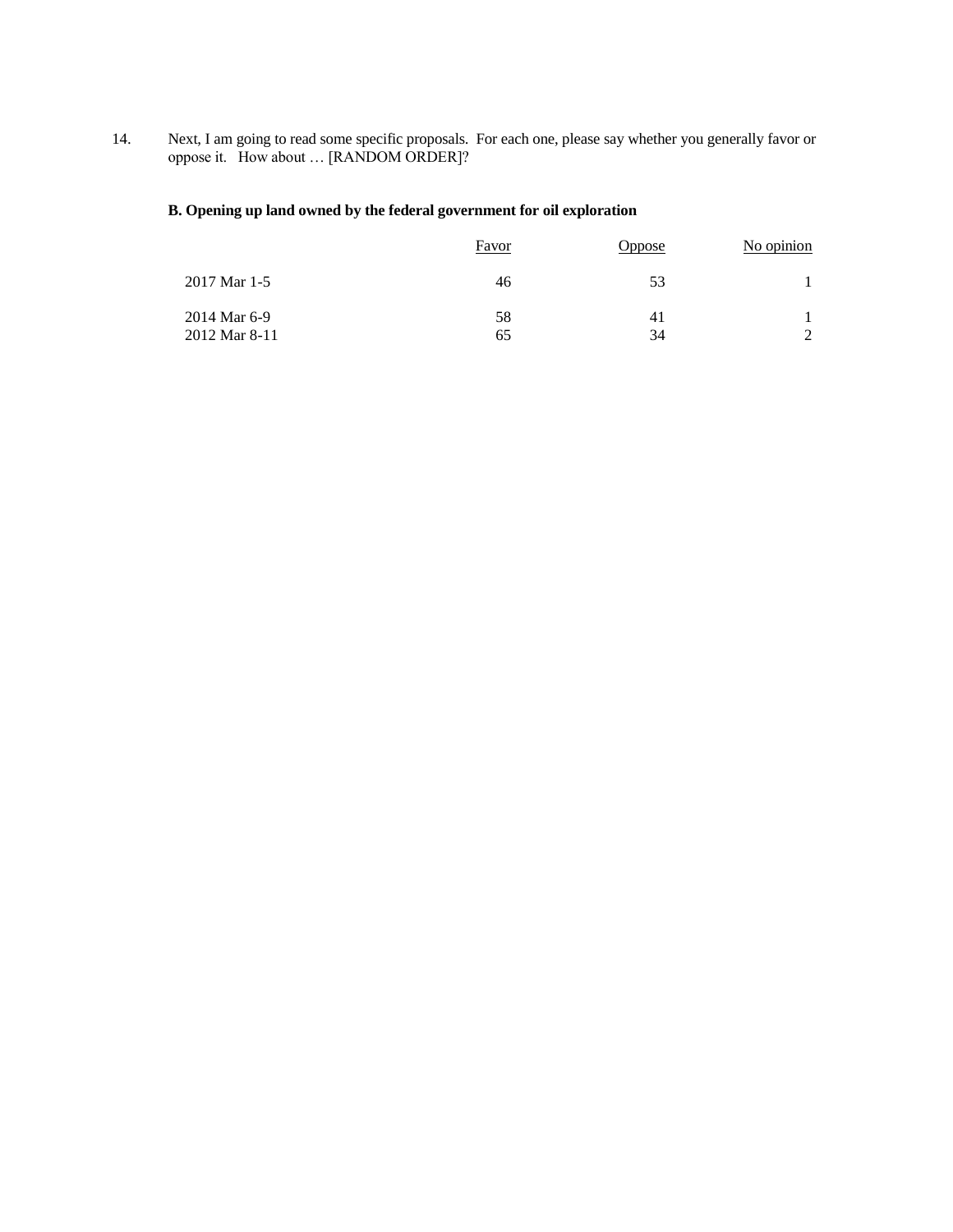14. Next, I am going to read some specific proposals. For each one, please say whether you generally favor or oppose it. How about … [RANDOM ORDER]?

**B. Opening up land owned by the federal government for oil exploration**

| | Favor | Oppose | No opinion |
|---|---|---|---|
| 2017 Mar 1-5 | 46 | 53 | 1 |
| 2014 Mar 6-9 | 58 | 41 | 1 |
| 2012 Mar 8-11 | 65 | 34 | 2 |